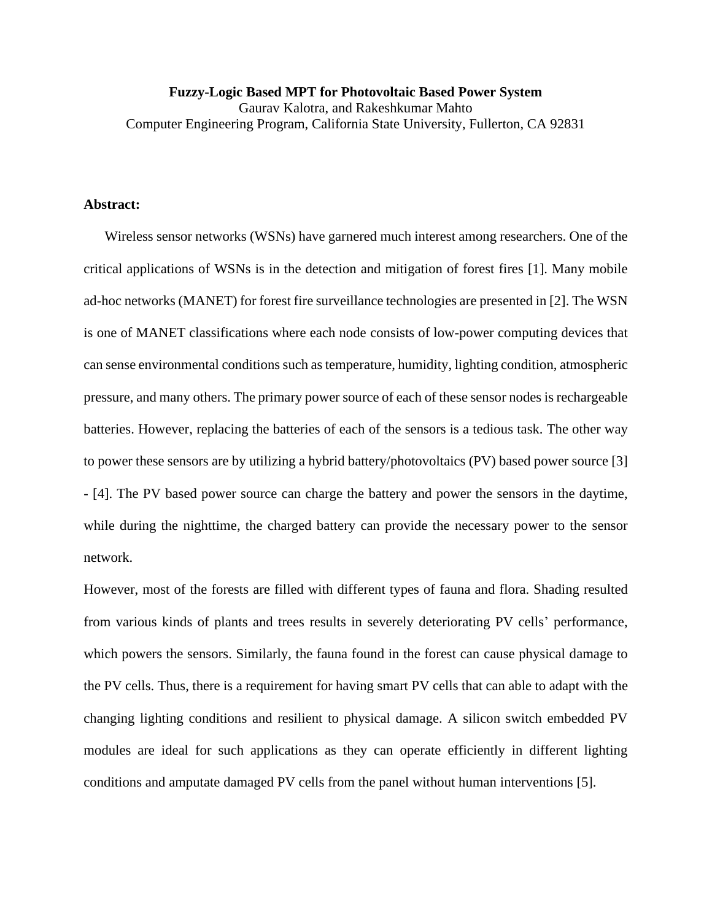**Fuzzy-Logic Based MPT for Photovoltaic Based Power System**

Gaurav Kalotra, and Rakeshkumar Mahto

Computer Engineering Program, California State University, Fullerton, CA 92831

**Abstract:**

Wireless sensor networks (WSNs) have garnered much interest among researchers. One of the critical applications of WSNs is in the detection and mitigation of forest fires [1]. Many mobile ad-hoc networks (MANET) for forest fire surveillance technologies are presented in [2]. The WSN is one of MANET classifications where each node consists of low-power computing devices that can sense environmental conditions such as temperature, humidity, lighting condition, atmospheric pressure, and many others. The primary power source of each of these sensor nodes is rechargeable batteries. However, replacing the batteries of each of the sensors is a tedious task. The other way to power these sensors are by utilizing a hybrid battery/photovoltaics (PV) based power source [3] - [4]. The PV based power source can charge the battery and power the sensors in the daytime, while during the nighttime, the charged battery can provide the necessary power to the sensor network.

However, most of the forests are filled with different types of fauna and flora. Shading resulted from various kinds of plants and trees results in severely deteriorating PV cells' performance, which powers the sensors. Similarly, the fauna found in the forest can cause physical damage to the PV cells. Thus, there is a requirement for having smart PV cells that can able to adapt with the changing lighting conditions and resilient to physical damage. A silicon switch embedded PV modules are ideal for such applications as they can operate efficiently in different lighting conditions and amputate damaged PV cells from the panel without human interventions [5].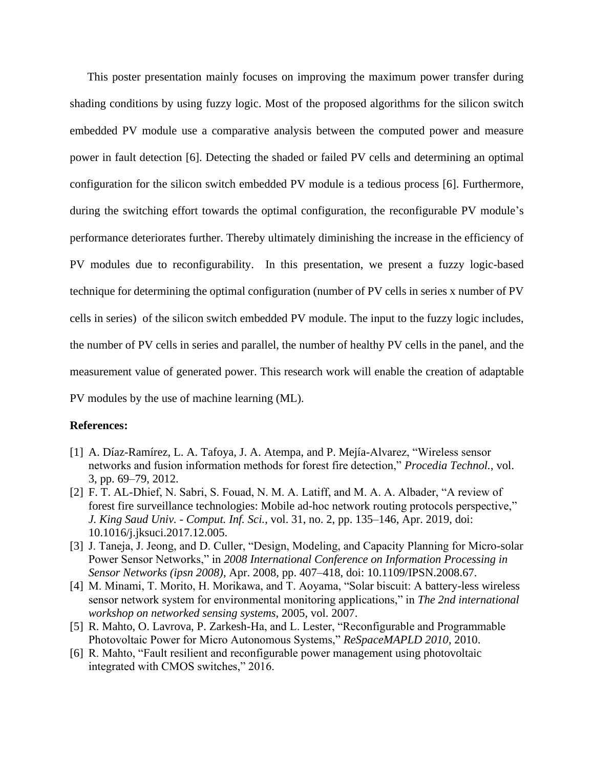This poster presentation mainly focuses on improving the maximum power transfer during shading conditions by using fuzzy logic. Most of the proposed algorithms for the silicon switch embedded PV module use a comparative analysis between the computed power and measure power in fault detection [6]. Detecting the shaded or failed PV cells and determining an optimal configuration for the silicon switch embedded PV module is a tedious process [6]. Furthermore, during the switching effort towards the optimal configuration, the reconfigurable PV module's performance deteriorates further. Thereby ultimately diminishing the increase in the efficiency of PV modules due to reconfigurability. In this presentation, we present a fuzzy logic-based technique for determining the optimal configuration (number of PV cells in series x number of PV cells in series) of the silicon switch embedded PV module. The input to the fuzzy logic includes, the number of PV cells in series and parallel, the number of healthy PV cells in the panel, and the measurement value of generated power. This research work will enable the creation of adaptable PV modules by the use of machine learning (ML).

**References:**

[1] A. Díaz-Ramírez, L. A. Tafoya, J. A. Atempa, and P. Mejía-Alvarez, "Wireless sensor networks and fusion information methods for forest fire detection," *Procedia Technol.*, vol. 3, pp. 69–79, 2012.

[2] F. T. AL-Dhief, N. Sabri, S. Fouad, N. M. A. Latiff, and M. A. A. Albader, "A review of forest fire surveillance technologies: Mobile ad-hoc network routing protocols perspective," *J. King Saud Univ. - Comput. Inf. Sci.*, vol. 31, no. 2, pp. 135–146, Apr. 2019, doi: 10.1016/j.jksuci.2017.12.005.

[3] J. Taneja, J. Jeong, and D. Culler, "Design, Modeling, and Capacity Planning for Micro-solar Power Sensor Networks," in *2008 International Conference on Information Processing in Sensor Networks (ipsn 2008)*, Apr. 2008, pp. 407–418, doi: 10.1109/IPSN.2008.67.

[4] M. Minami, T. Morito, H. Morikawa, and T. Aoyama, "Solar biscuit: A battery-less wireless sensor network system for environmental monitoring applications," in *The 2nd international workshop on networked sensing systems*, 2005, vol. 2007.

[5] R. Mahto, O. Lavrova, P. Zarkesh-Ha, and L. Lester, "Reconfigurable and Programmable Photovoltaic Power for Micro Autonomous Systems," *ReSpaceMAPLD 2010*, 2010.

[6] R. Mahto, "Fault resilient and reconfigurable power management using photovoltaic integrated with CMOS switches," 2016.